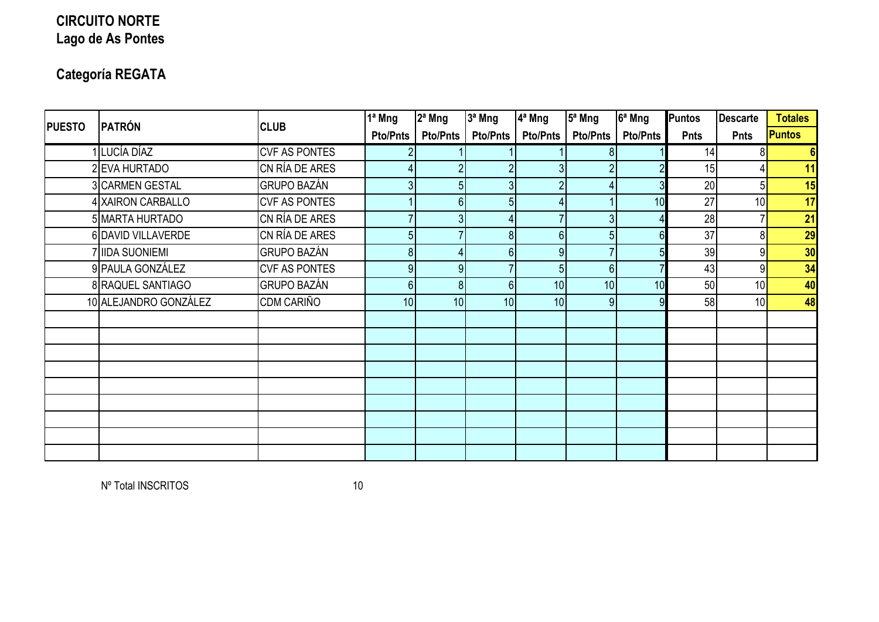# CIRCUITO NORTE

## Lago de As Pontes

### Categoría REGATA

| PUESTO | PATRÓN | CLUB | 1ª Mng | 2ª Mng | 3ª Mng | 4ª Mng | 5ª Mng | 6ª Mng | Puntos | Descarte | Totales |
|---|---|---|---|---|---|---|---|---|---|---|---|
| | | | Pto/Pnts | Pto/Pnts | Pto/Pnts | Pto/Pnts | Pto/Pnts | Pto/Pnts | Pnts | Pnts | Puntos |
| 1 | LUCÍA DÍAZ | CVF AS PONTES | 2 | 1 | 1 | 1 | 8 | 1 | 14 | 8 | 6 |
| 2 | EVA HURTADO | CN RÍA DE ARES | 4 | 2 | 2 | 3 | 2 | 2 | 15 | 4 | 11 |
| 3 | CARMEN GESTAL | GRUPO BAZÁN | 3 | 5 | 3 | 2 | 4 | 3 | 20 | 5 | 15 |
| 4 | XAIRON CARBALLO | CVF AS PONTES | 1 | 6 | 5 | 4 | 1 | 10 | 27 | 10 | 17 |
| 5 | MARTA HURTADO | CN RÍA DE ARES | 7 | 3 | 4 | 7 | 3 | 4 | 28 | 7 | 21 |
| 6 | DAVID VILLAVERDE | CN RÍA DE ARES | 5 | 7 | 8 | 6 | 5 | 6 | 37 | 8 | 29 |
| 7 | IIDA SUONIEMI | GRUPO BAZÁN | 8 | 4 | 6 | 9 | 7 | 5 | 39 | 9 | 30 |
| 9 | PAULA GONZÁLEZ | CVF AS PONTES | 9 | 9 | 7 | 5 | 6 | 7 | 43 | 9 | 34 |
| 8 | RAQUEL SANTIAGO | GRUPO BAZÁN | 6 | 8 | 6 | 10 | 10 | 10 | 50 | 10 | 40 |
| 10 | ALEJANDRO GONZÁLEZ | CDM CARIÑO | 10 | 10 | 10 | 10 | 9 | 9 | 58 | 10 | 48 |

Nº Total INSCRITOS 10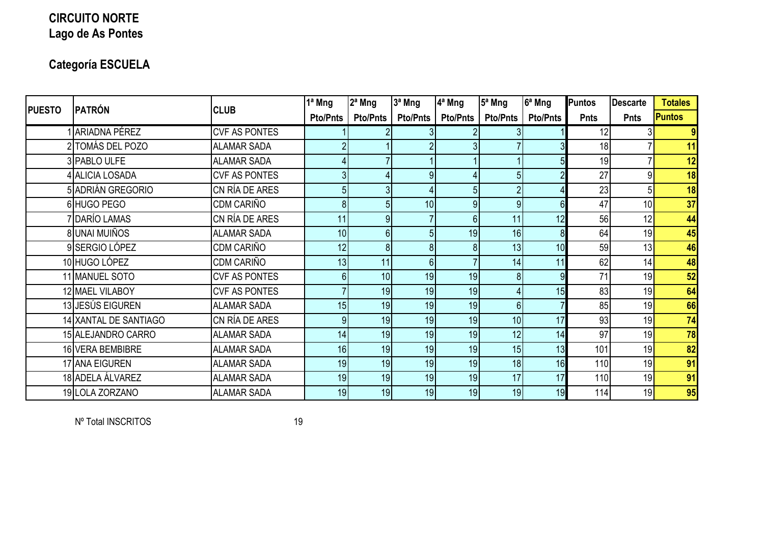**CIRCUITO NORTE**
**Lago de As Pontes**

**Categoría ESCUELA**

| PUESTO | PATRÓN | CLUB | 1ª Mng | 2ª Mng | 3ª Mng | 4ª Mng | 5ª Mng | 6ª Mng | Puntos | Descarte | Totales |
|---|---|---|---|---|---|---|---|---|---|---|---|
| | | | Pto/Pnts | Pto/Pnts | Pto/Pnts | Pto/Pnts | Pto/Pnts | Pto/Pnts | Pnts | Pnts | Puntos |
| 1 | ARIADNA PÉREZ | CVF AS PONTES | 1 | 2 | 3 | 2 | 3 | 1 | 12 | 3 | 9 |
| 2 | TOMÁS DEL POZO | ALAMAR SADA | 2 | 1 | 2 | 3 | 7 | 3 | 18 | 7 | 11 |
| 3 | PABLO ULFE | ALAMAR SADA | 4 | 7 | 1 | 1 | 1 | 5 | 19 | 7 | 12 |
| 4 | ALICIA LOSADA | CVF AS PONTES | 3 | 4 | 9 | 4 | 5 | 2 | 27 | 9 | 18 |
| 5 | ADRIÁN GREGORIO | CN RÍA DE ARES | 5 | 3 | 4 | 5 | 2 | 4 | 23 | 5 | 18 |
| 6 | HUGO PEGO | CDM CARIÑO | 8 | 5 | 10 | 9 | 9 | 6 | 47 | 10 | 37 |
| 7 | DARÍO LAMAS | CN RÍA DE ARES | 11 | 9 | 7 | 6 | 11 | 12 | 56 | 12 | 44 |
| 8 | UNAI MUIÑOS | ALAMAR SADA | 10 | 6 | 5 | 19 | 16 | 8 | 64 | 19 | 45 |
| 9 | SERGIO LÓPEZ | CDM CARIÑO | 12 | 8 | 8 | 8 | 13 | 10 | 59 | 13 | 46 |
| 10 | HUGO LÓPEZ | CDM CARIÑO | 13 | 11 | 6 | 7 | 14 | 11 | 62 | 14 | 48 |
| 11 | MANUEL SOTO | CVF AS PONTES | 6 | 10 | 19 | 19 | 8 | 9 | 71 | 19 | 52 |
| 12 | MAEL VILABOY | CVF AS PONTES | 7 | 19 | 19 | 19 | 4 | 15 | 83 | 19 | 64 |
| 13 | JESÚS EIGUREN | ALAMAR SADA | 15 | 19 | 19 | 19 | 6 | 7 | 85 | 19 | 66 |
| 14 | XANTAL DE SANTIAGO | CN RÍA DE ARES | 9 | 19 | 19 | 19 | 10 | 17 | 93 | 19 | 74 |
| 15 | ALEJANDRO CARRO | ALAMAR SADA | 14 | 19 | 19 | 19 | 12 | 14 | 97 | 19 | 78 |
| 16 | VERA BEMBIBRE | ALAMAR SADA | 16 | 19 | 19 | 19 | 15 | 13 | 101 | 19 | 82 |
| 17 | ANA EIGUREN | ALAMAR SADA | 19 | 19 | 19 | 19 | 18 | 16 | 110 | 19 | 91 |
| 18 | ADELA ÁLVAREZ | ALAMAR SADA | 19 | 19 | 19 | 19 | 17 | 17 | 110 | 19 | 91 |
| 19 | LOLA ZORZANO | ALAMAR SADA | 19 | 19 | 19 | 19 | 19 | 19 | 114 | 19 | 95 |

Nº Total INSCRITOS 19